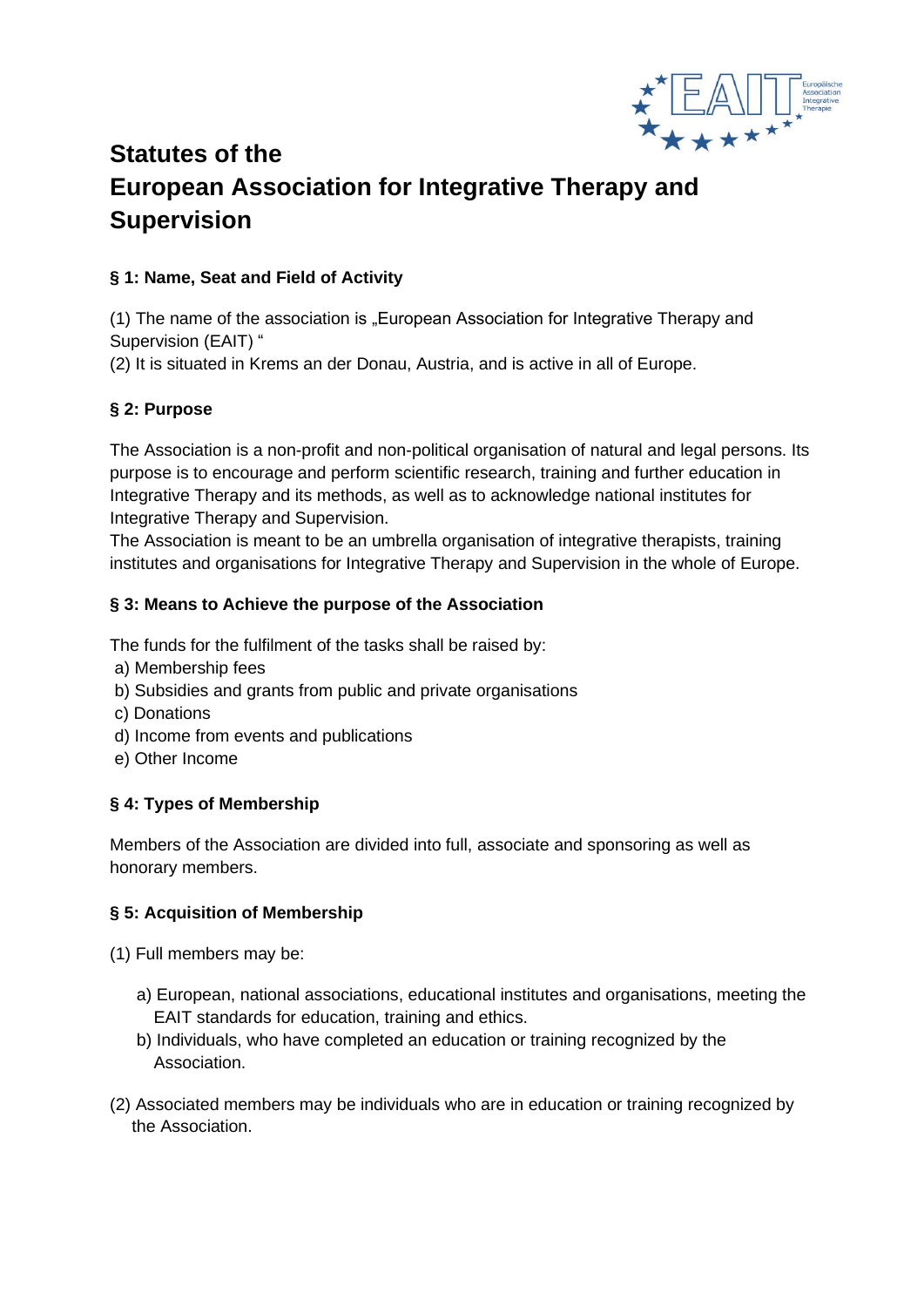# Statutes of the European Association for Integrative Therapy and Supervision

### § 1: Name, Seat and Field of Activity

(1) The name of the association is „European Association for Integrative Therapy and Supervision (EAIT) "

(2) It is situated in Krems an der Donau, Austria, and is active in all of Europe.

### § 2: Purpose

The Association is a non-profit and non-political organisation of natural and legal persons. Its purpose is to encourage and perform scientific research, training and further education in Integrative Therapy and its methods, as well as to acknowledge national institutes for Integrative Therapy and Supervision.

The Association is meant to be an umbrella organisation of integrative therapists, training institutes and organisations for Integrative Therapy and Supervision in the whole of Europe.

### § 3: Means to Achieve the purpose of the Association

The funds for the fulfilment of the tasks shall be raised by:

a) Membership fees
b) Subsidies and grants from public and private organisations
c) Donations
d) Income from events and publications
e) Other Income

### § 4: Types of Membership

Members of the Association are divided into full, associate and sponsoring as well as honorary members.

### § 5: Acquisition of Membership

(1) Full members may be:

a) European, national associations, educational institutes and organisations, meeting the EAIT standards for education, training and ethics.
b) Individuals, who have completed an education or training recognized by the Association.

(2) Associated members may be individuals who are in education or training recognized by the Association.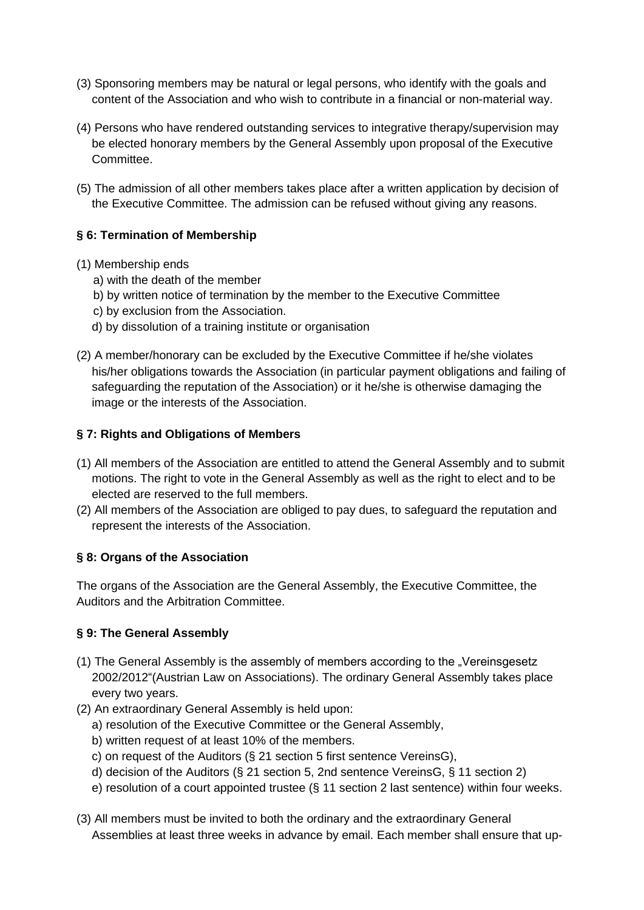(3) Sponsoring members may be natural or legal persons, who identify with the goals and content of the Association and who wish to contribute in a financial or non-material way.

(4) Persons who have rendered outstanding services to integrative therapy/supervision may be elected honorary members by the General Assembly upon proposal of the Executive Committee.

(5) The admission of all other members takes place after a written application by decision of the Executive Committee. The admission can be refused without giving any reasons.

### § 6: Termination of Membership

(1) Membership ends
   a) with the death of the member
   b) by written notice of termination by the member to the Executive Committee
   c) by exclusion from the Association.
   d) by dissolution of a training institute or organisation

(2) A member/honorary can be excluded by the Executive Committee if he/she violates his/her obligations towards the Association (in particular payment obligations and failing of safeguarding the reputation of the Association) or it he/she is otherwise damaging the image or the interests of the Association.

### § 7: Rights and Obligations of Members

(1) All members of the Association are entitled to attend the General Assembly and to submit motions. The right to vote in the General Assembly as well as the right to elect and to be elected are reserved to the full members.
(2) All members of the Association are obliged to pay dues, to safeguard the reputation and represent the interests of the Association.

### § 8: Organs of the Association

The organs of the Association are the General Assembly, the Executive Committee, the Auditors and the Arbitration Committee.

### § 9: The General Assembly

(1) The General Assembly is the assembly of members according to the „Vereinsgesetz 2002/2012"(Austrian Law on Associations). The ordinary General Assembly takes place every two years.
(2) An extraordinary General Assembly is held upon:
   a) resolution of the Executive Committee or the General Assembly,
   b) written request of at least 10% of the members.
   c) on request of the Auditors (§ 21 section 5 first sentence VereinsG),
   d) decision of the Auditors (§ 21 section 5, 2nd sentence VereinsG, § 11 section 2)
   e) resolution of a court appointed trustee (§ 11 section 2 last sentence) within four weeks.

(3) All members must be invited to both the ordinary and the extraordinary General Assemblies at least three weeks in advance by email. Each member shall ensure that up-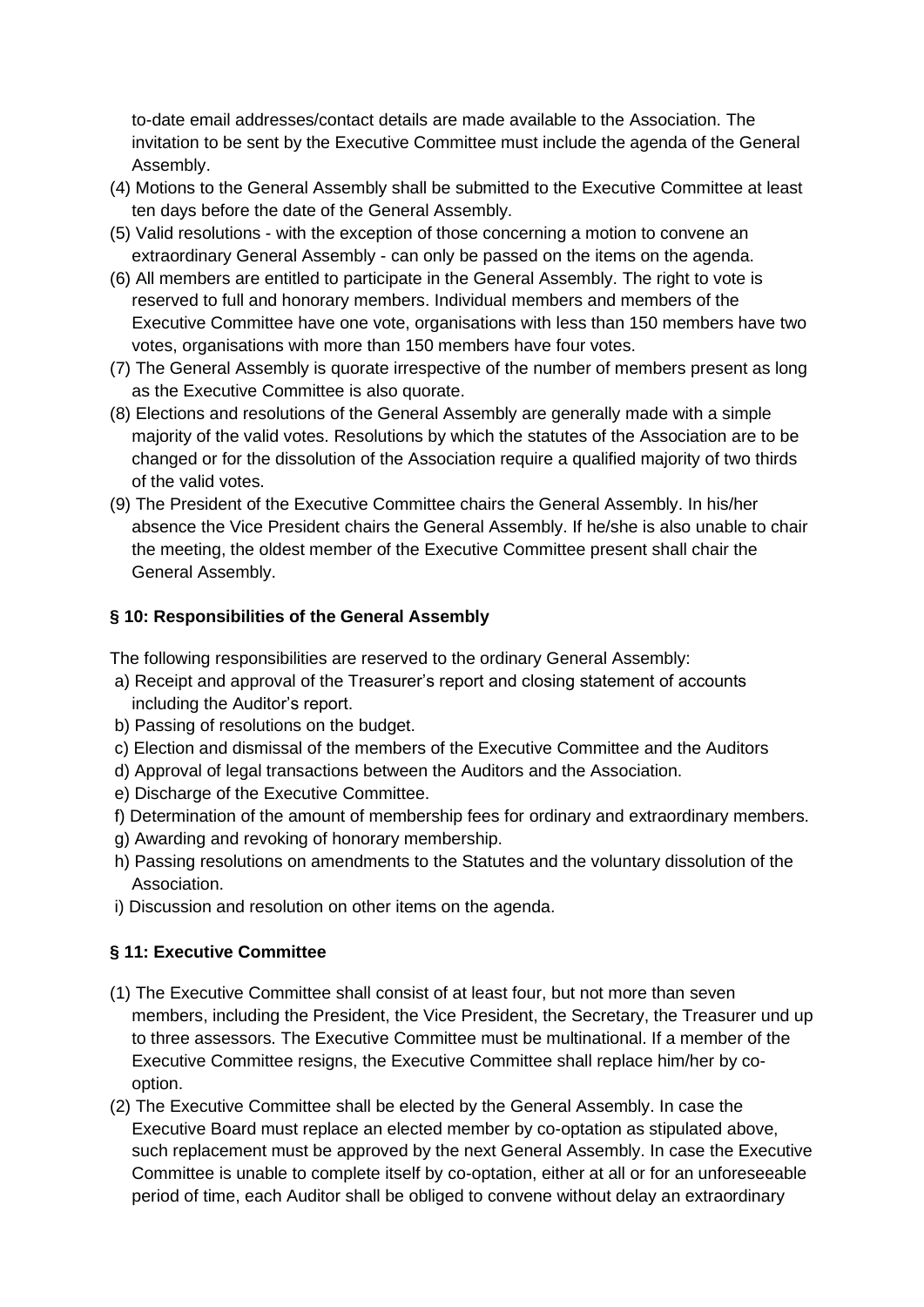to-date email addresses/contact details are made available to the Association. The invitation to be sent by the Executive Committee must include the agenda of the General Assembly.

(4) Motions to the General Assembly shall be submitted to the Executive Committee at least ten days before the date of the General Assembly.

(5) Valid resolutions - with the exception of those concerning a motion to convene an extraordinary General Assembly - can only be passed on the items on the agenda.

(6) All members are entitled to participate in the General Assembly. The right to vote is reserved to full and honorary members. Individual members and members of the Executive Committee have one vote, organisations with less than 150 members have two votes, organisations with more than 150 members have four votes.

(7) The General Assembly is quorate irrespective of the number of members present as long as the Executive Committee is also quorate.

(8) Elections and resolutions of the General Assembly are generally made with a simple majority of the valid votes. Resolutions by which the statutes of the Association are to be changed or for the dissolution of the Association require a qualified majority of two thirds of the valid votes.

(9) The President of the Executive Committee chairs the General Assembly. In his/her absence the Vice President chairs the General Assembly. If he/she is also unable to chair the meeting, the oldest member of the Executive Committee present shall chair the General Assembly.

### § 10: Responsibilities of the General Assembly

The following responsibilities are reserved to the ordinary General Assembly:

a) Receipt and approval of the Treasurer's report and closing statement of accounts including the Auditor's report.

b) Passing of resolutions on the budget.

c) Election and dismissal of the members of the Executive Committee and the Auditors

d) Approval of legal transactions between the Auditors and the Association.

e) Discharge of the Executive Committee.

f) Determination of the amount of membership fees for ordinary and extraordinary members.

g) Awarding and revoking of honorary membership.

h) Passing resolutions on amendments to the Statutes and the voluntary dissolution of the Association.

i) Discussion and resolution on other items on the agenda.

### § 11: Executive Committee

(1) The Executive Committee shall consist of at least four, but not more than seven members, including the President, the Vice President, the Secretary, the Treasurer und up to three assessors. The Executive Committee must be multinational. If a member of the Executive Committee resigns, the Executive Committee shall replace him/her by co-option.

(2) The Executive Committee shall be elected by the General Assembly. In case the Executive Board must replace an elected member by co-optation as stipulated above, such replacement must be approved by the next General Assembly. In case the Executive Committee is unable to complete itself by co-optation, either at all or for an unforeseeable period of time, each Auditor shall be obliged to convene without delay an extraordinary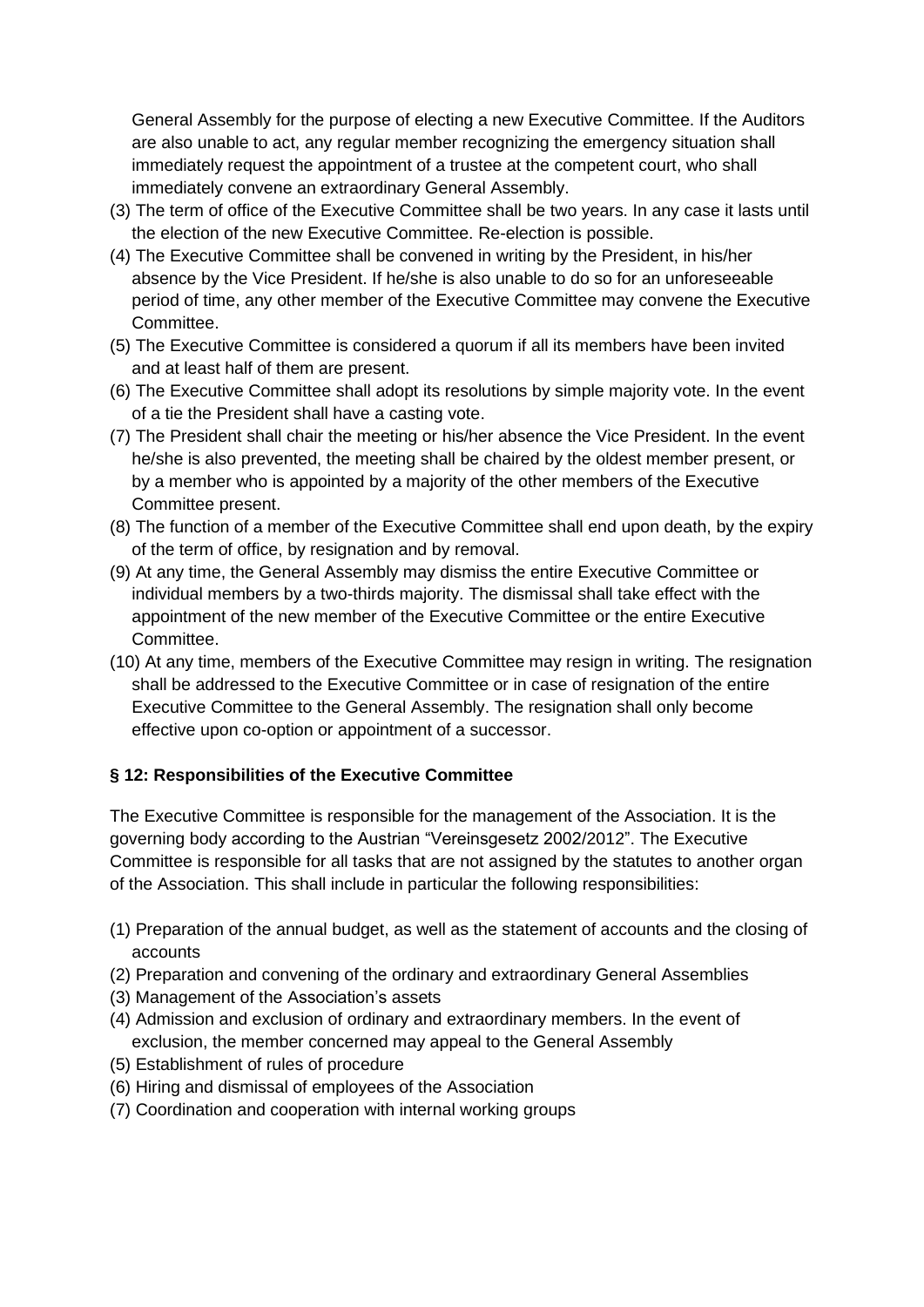General Assembly for the purpose of electing a new Executive Committee. If the Auditors are also unable to act, any regular member recognizing the emergency situation shall immediately request the appointment of a trustee at the competent court, who shall immediately convene an extraordinary General Assembly.

(3) The term of office of the Executive Committee shall be two years. In any case it lasts until the election of the new Executive Committee. Re-election is possible.

(4) The Executive Committee shall be convened in writing by the President, in his/her absence by the Vice President. If he/she is also unable to do so for an unforeseeable period of time, any other member of the Executive Committee may convene the Executive Committee.

(5) The Executive Committee is considered a quorum if all its members have been invited and at least half of them are present.

(6) The Executive Committee shall adopt its resolutions by simple majority vote. In the event of a tie the President shall have a casting vote.

(7) The President shall chair the meeting or his/her absence the Vice President. In the event he/she is also prevented, the meeting shall be chaired by the oldest member present, or by a member who is appointed by a majority of the other members of the Executive Committee present.

(8) The function of a member of the Executive Committee shall end upon death, by the expiry of the term of office, by resignation and by removal.

(9) At any time, the General Assembly may dismiss the entire Executive Committee or individual members by a two-thirds majority. The dismissal shall take effect with the appointment of the new member of the Executive Committee or the entire Executive Committee.

(10) At any time, members of the Executive Committee may resign in writing. The resignation shall be addressed to the Executive Committee or in case of resignation of the entire Executive Committee to the General Assembly. The resignation shall only become effective upon co-option or appointment of a successor.

### § 12: Responsibilities of the Executive Committee

The Executive Committee is responsible for the management of the Association. It is the governing body according to the Austrian "Vereinsgesetz 2002/2012". The Executive Committee is responsible for all tasks that are not assigned by the statutes to another organ of the Association. This shall include in particular the following responsibilities:

(1) Preparation of the annual budget, as well as the statement of accounts and the closing of accounts

(2) Preparation and convening of the ordinary and extraordinary General Assemblies

(3) Management of the Association's assets

(4) Admission and exclusion of ordinary and extraordinary members. In the event of exclusion, the member concerned may appeal to the General Assembly

(5) Establishment of rules of procedure

(6) Hiring and dismissal of employees of the Association

(7) Coordination and cooperation with internal working groups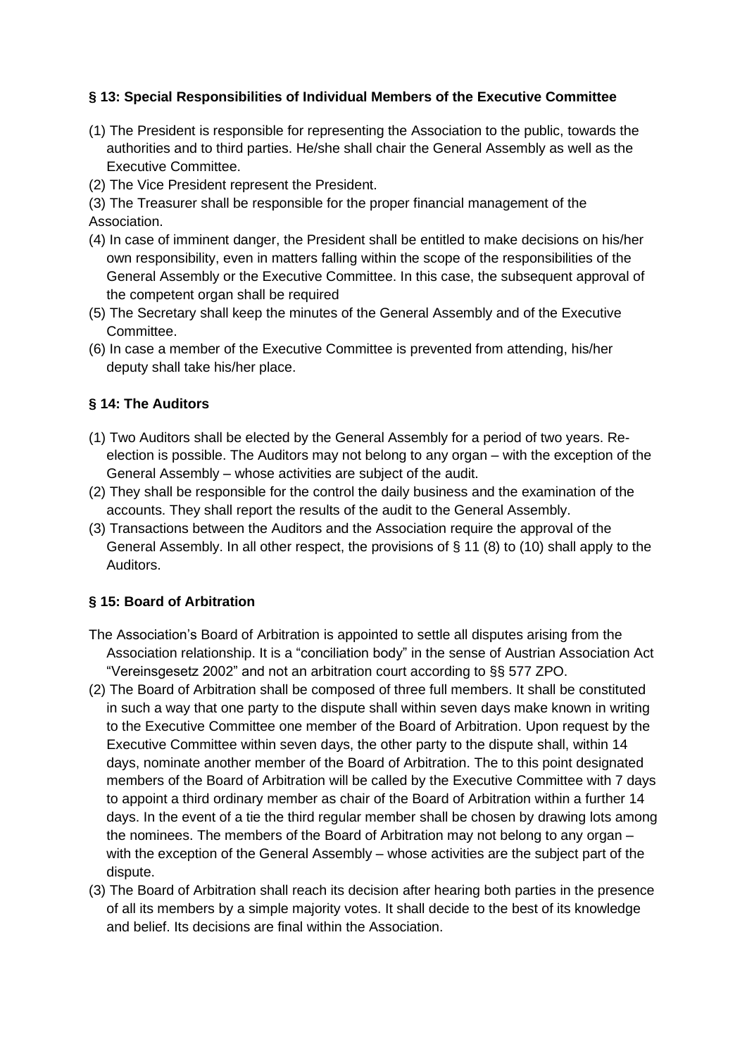### § 13: Special Responsibilities of Individual Members of the Executive Committee

(1) The President is responsible for representing the Association to the public, towards the authorities and to third parties. He/she shall chair the General Assembly as well as the Executive Committee.

(2) The Vice President represent the President.

(3) The Treasurer shall be responsible for the proper financial management of the Association.

(4) In case of imminent danger, the President shall be entitled to make decisions on his/her own responsibility, even in matters falling within the scope of the responsibilities of the General Assembly or the Executive Committee. In this case, the subsequent approval of the competent organ shall be required

(5) The Secretary shall keep the minutes of the General Assembly and of the Executive Committee.

(6) In case a member of the Executive Committee is prevented from attending, his/her deputy shall take his/her place.

### § 14: The Auditors

(1) Two Auditors shall be elected by the General Assembly for a period of two years. Re-election is possible. The Auditors may not belong to any organ – with the exception of the General Assembly – whose activities are subject of the audit.

(2) They shall be responsible for the control the daily business and the examination of the accounts. They shall report the results of the audit to the General Assembly.

(3) Transactions between the Auditors and the Association require the approval of the General Assembly. In all other respect, the provisions of § 11 (8) to (10) shall apply to the Auditors.

### § 15: Board of Arbitration

The Association's Board of Arbitration is appointed to settle all disputes arising from the Association relationship. It is a "conciliation body" in the sense of Austrian Association Act "Vereinsgesetz 2002" and not an arbitration court according to §§ 577 ZPO.

(2) The Board of Arbitration shall be composed of three full members. It shall be constituted in such a way that one party to the dispute shall within seven days make known in writing to the Executive Committee one member of the Board of Arbitration. Upon request by the Executive Committee within seven days, the other party to the dispute shall, within 14 days, nominate another member of the Board of Arbitration. The to this point designated members of the Board of Arbitration will be called by the Executive Committee with 7 days to appoint a third ordinary member as chair of the Board of Arbitration within a further 14 days. In the event of a tie the third regular member shall be chosen by drawing lots among the nominees. The members of the Board of Arbitration may not belong to any organ – with the exception of the General Assembly – whose activities are the subject part of the dispute.

(3) The Board of Arbitration shall reach its decision after hearing both parties in the presence of all its members by a simple majority votes. It shall decide to the best of its knowledge and belief. Its decisions are final within the Association.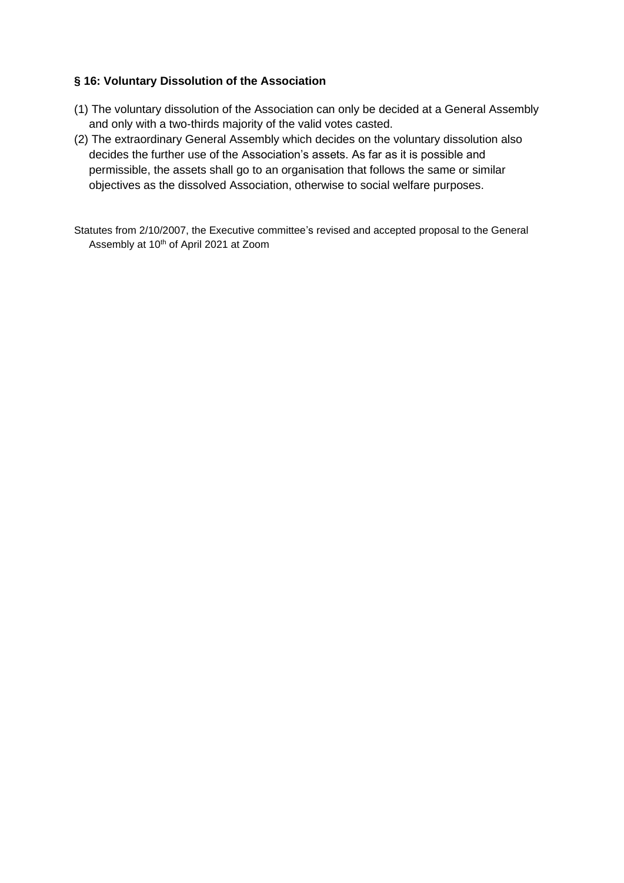### § 16: Voluntary Dissolution of the Association

(1) The voluntary dissolution of the Association can only be decided at a General Assembly and only with a two-thirds majority of the valid votes casted.

(2) The extraordinary General Assembly which decides on the voluntary dissolution also decides the further use of the Association's assets. As far as it is possible and permissible, the assets shall go to an organisation that follows the same or similar objectives as the dissolved Association, otherwise to social welfare purposes.

Statutes from 2/10/2007, the Executive committee's revised and accepted proposal to the General Assembly at 10th of April 2021 at Zoom